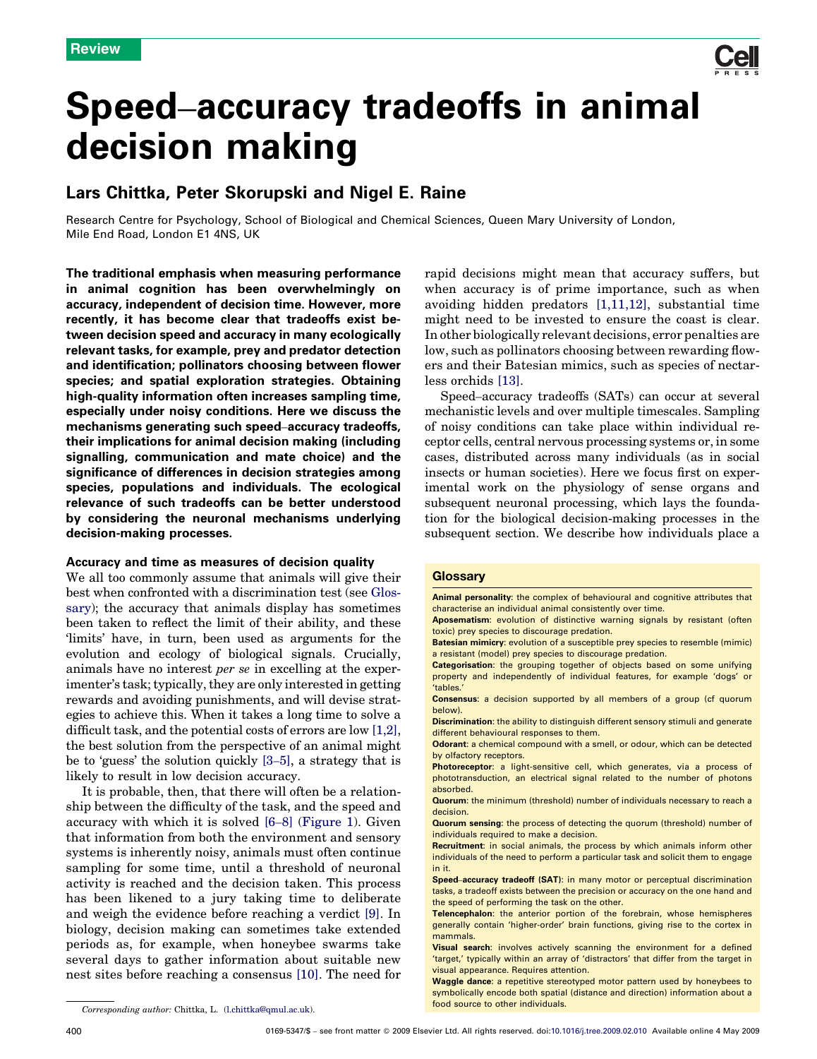Review

# Speed–accuracy tradeoffs in animal decision making

## Lars Chittka, Peter Skorupski and Nigel E. Raine

Research Centre for Psychology, School of Biological and Chemical Sciences, Queen Mary University of London, Mile End Road, London E1 4NS, UK

**The traditional emphasis when measuring performance in animal cognition has been overwhelmingly on accuracy, independent of decision time. However, more recently, it has become clear that tradeoffs exist between decision speed and accuracy in many ecologically relevant tasks, for example, prey and predator detection and identification; pollinators choosing between flower species; and spatial exploration strategies. Obtaining high-quality information often increases sampling time, especially under noisy conditions. Here we discuss the mechanisms generating such speed–accuracy tradeoffs, their implications for animal decision making (including signalling, communication and mate choice) and the significance of differences in decision strategies among species, populations and individuals. The ecological relevance of such tradeoffs can be better understood by considering the neuronal mechanisms underlying decision-making processes.**

### Accuracy and time as measures of decision quality

We all too commonly assume that animals will give their best when confronted with a discrimination test (see Glossary); the accuracy that animals display has sometimes been taken to reflect the limit of their ability, and these 'limits' have, in turn, been used as arguments for the evolution and ecology of biological signals. Crucially, animals have no interest *per se* in excelling at the experimenter's task; typically, they are only interested in getting rewards and avoiding punishments, and will devise strategies to achieve this. When it takes a long time to solve a difficult task, and the potential costs of errors are low [1,2], the best solution from the perspective of an animal might be to 'guess' the solution quickly [3–5], a strategy that is likely to result in low decision accuracy.

It is probable, then, that there will often be a relationship between the difficulty of the task, and the speed and accuracy with which it is solved [6–8] (Figure 1). Given that information from both the environment and sensory systems is inherently noisy, animals must often continue sampling for some time, until a threshold of neuronal activity is reached and the decision taken. This process has been likened to a jury taking time to deliberate and weigh the evidence before reaching a verdict [9]. In biology, decision making can sometimes take extended periods as, for example, when honeybee swarms take several days to gather information about suitable new nest sites before reaching a consensus [10]. The need for rapid decisions might mean that accuracy suffers, but when accuracy is of prime importance, such as when avoiding hidden predators [1,11,12], substantial time might need to be invested to ensure the coast is clear. In other biologically relevant decisions, error penalties are low, such as pollinators choosing between rewarding flowers and their Batesian mimics, such as species of nectarless orchids [13].

Speed–accuracy tradeoffs (SATs) can occur at several mechanistic levels and over multiple timescales. Sampling of noisy conditions can take place within individual receptor cells, central nervous processing systems or, in some cases, distributed across many individuals (as in social insects or human societies). Here we focus first on experimental work on the physiology of sense organs and subsequent neuronal processing, which lays the foundation for the biological decision-making processes in the subsequent section. We describe how individuals place a

### Glossary

**Animal personality**: the complex of behavioural and cognitive attributes that characterise an individual animal consistently over time.

**Aposematism**: evolution of distinctive warning signals by resistant (often toxic) prey species to discourage predation.

**Batesian mimicry**: evolution of a susceptible prey species to resemble (mimic) a resistant (model) prey species to discourage predation.

**Categorisation**: the grouping together of objects based on some unifying property and independently of individual features, for example 'dogs' or 'tables.'

**Consensus**: a decision supported by all members of a group (cf quorum below).

**Discrimination**: the ability to distinguish different sensory stimuli and generate different behavioural responses to them.

**Odorant**: a chemical compound with a smell, or odour, which can be detected by olfactory receptors.

**Photoreceptor**: a light-sensitive cell, which generates, via a process of phototransduction, an electrical signal related to the number of photons absorbed.

**Quorum**: the minimum (threshold) number of individuals necessary to reach a decision.

**Quorum sensing**: the process of detecting the quorum (threshold) number of individuals required to make a decision.

**Recruitment**: in social animals, the process by which animals inform other individuals of the need to perform a particular task and solicit them to engage in it.

**Speed–accuracy tradeoff (SAT)**: in many motor or perceptual discrimination tasks, a tradeoff exists between the precision or accuracy on the one hand and the speed of performing the task on the other.

**Telencephalon**: the anterior portion of the forebrain, whose hemispheres generally contain 'higher-order' brain functions, giving rise to the cortex in mammals.

**Visual search**: involves actively scanning the environment for a defined 'target,' typically within an array of 'distractors' that differ from the target in visual appearance. Requires attention.

**Waggle dance**: a repetitive stereotyped motor pattern used by honeybees to symbolically encode both spatial (distance and direction) information about a food source to other individuals.

*Corresponding author:* Chittka, L. (l.chittka@qmul.ac.uk).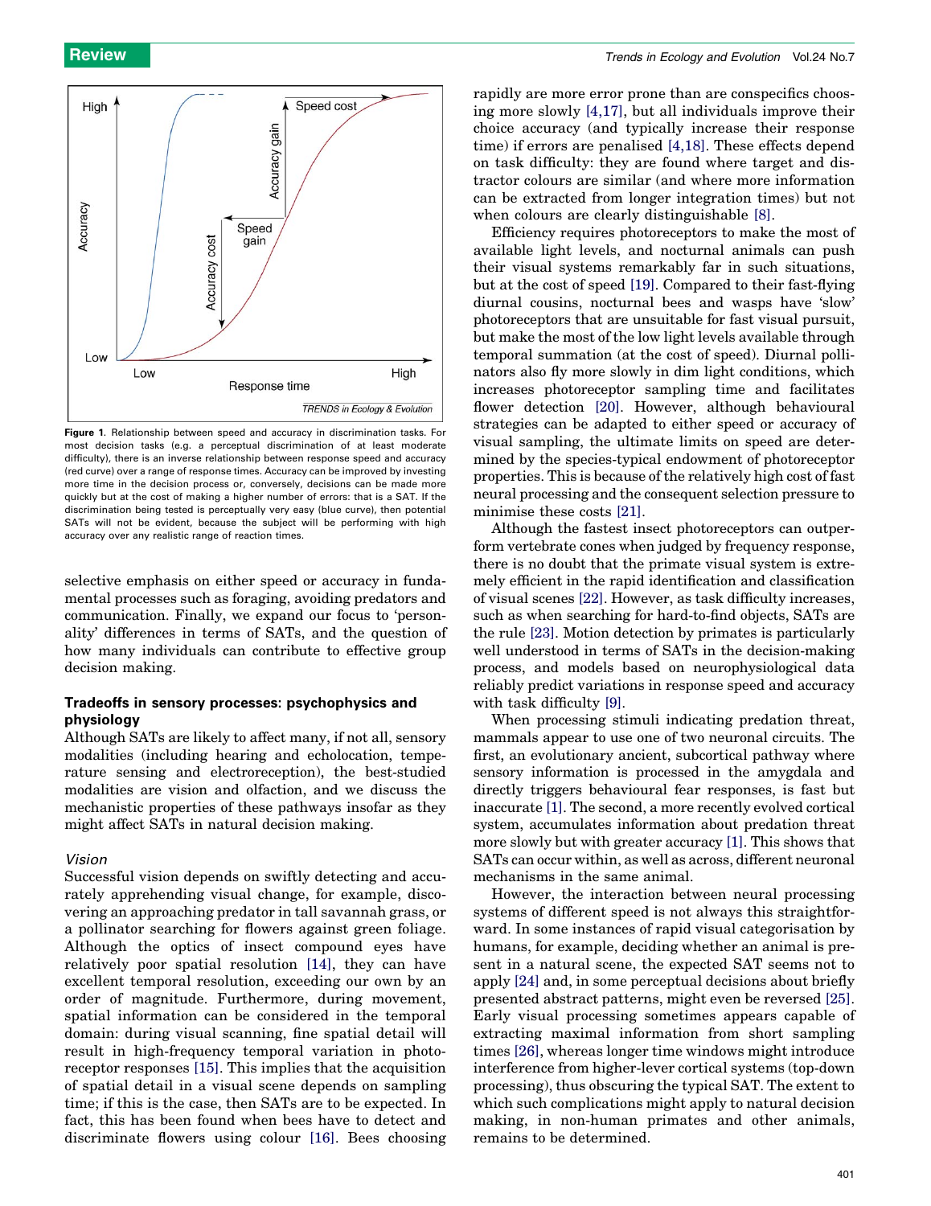**Figure 1.** Relationship between speed and accuracy in discrimination tasks. For most decision tasks (e.g. a perceptual discrimination of at least moderate difficulty), there is an inverse relationship between response speed and accuracy (red curve) over a range of response times. Accuracy can be improved by investing more time in the decision process or, conversely, decisions can be made more quickly but at the cost of making a higher number of errors: that is a SAT. If the discrimination being tested is perceptually very easy (blue curve), then potential SATs will not be evident, because the subject will be performing with high accuracy over any realistic range of reaction times.

selective emphasis on either speed or accuracy in fundamental processes such as foraging, avoiding predators and communication. Finally, we expand our focus to 'personality' differences in terms of SATs, and the question of how many individuals can contribute to effective group decision making.

### Tradeoffs in sensory processes: psychophysics and physiology

Although SATs are likely to affect many, if not all, sensory modalities (including hearing and echolocation, temperature sensing and electroreception), the best-studied modalities are vision and olfaction, and we discuss the mechanistic properties of these pathways insofar as they might affect SATs in natural decision making.

#### *Vision*

Successful vision depends on swiftly detecting and accurately apprehending visual change, for example, discovering an approaching predator in tall savannah grass, or a pollinator searching for flowers against green foliage. Although the optics of insect compound eyes have relatively poor spatial resolution [14], they can have excellent temporal resolution, exceeding our own by an order of magnitude. Furthermore, during movement, spatial information can be considered in the temporal domain: during visual scanning, fine spatial detail will result in high-frequency temporal variation in photoreceptor responses [15]. This implies that the acquisition of spatial detail in a visual scene depends on sampling time; if this is the case, then SATs are to be expected. In fact, this has been found when bees have to detect and discriminate flowers using colour [16]. Bees choosing rapidly are more error prone than are conspecifics choosing more slowly [4,17], but all individuals improve their choice accuracy (and typically increase their response time) if errors are penalised [4,18]. These effects depend on task difficulty: they are found where target and distractor colours are similar (and where more information can be extracted from longer integration times) but not when colours are clearly distinguishable [8].

Efficiency requires photoreceptors to make the most of available light levels, and nocturnal animals can push their visual systems remarkably far in such situations, but at the cost of speed [19]. Compared to their fast-flying diurnal cousins, nocturnal bees and wasps have 'slow' photoreceptors that are unsuitable for fast visual pursuit, but make the most of the low light levels available through temporal summation (at the cost of speed). Diurnal pollinators also fly more slowly in dim light conditions, which increases photoreceptor sampling time and facilitates flower detection [20]. However, although behavioural strategies can be adapted to either speed or accuracy of visual sampling, the ultimate limits on speed are determined by the species-typical endowment of photoreceptor properties. This is because of the relatively high cost of fast neural processing and the consequent selection pressure to minimise these costs [21].

Although the fastest insect photoreceptors can outperform vertebrate cones when judged by frequency response, there is no doubt that the primate visual system is extremely efficient in the rapid identification and classification of visual scenes [22]. However, as task difficulty increases, such as when searching for hard-to-find objects, SATs are the rule [23]. Motion detection by primates is particularly well understood in terms of SATs in the decision-making process, and models based on neurophysiological data reliably predict variations in response speed and accuracy with task difficulty [9].

When processing stimuli indicating predation threat, mammals appear to use one of two neuronal circuits. The first, an evolutionary ancient, subcortical pathway where sensory information is processed in the amygdala and directly triggers behavioural fear responses, is fast but inaccurate [1]. The second, a more recently evolved cortical system, accumulates information about predation threat more slowly but with greater accuracy [1]. This shows that SATs can occur within, as well as across, different neuronal mechanisms in the same animal.

However, the interaction between neural processing systems of different speed is not always this straightforward. In some instances of rapid visual categorisation by humans, for example, deciding whether an animal is present in a natural scene, the expected SAT seems not to apply [24] and, in some perceptual decisions about briefly presented abstract patterns, might even be reversed [25]. Early visual processing sometimes appears capable of extracting maximal information from short sampling times [26], whereas longer time windows might introduce interference from higher-lever cortical systems (top-down processing), thus obscuring the typical SAT. The extent to which such complications might apply to natural decision making, in non-human primates and other animals, remains to be determined.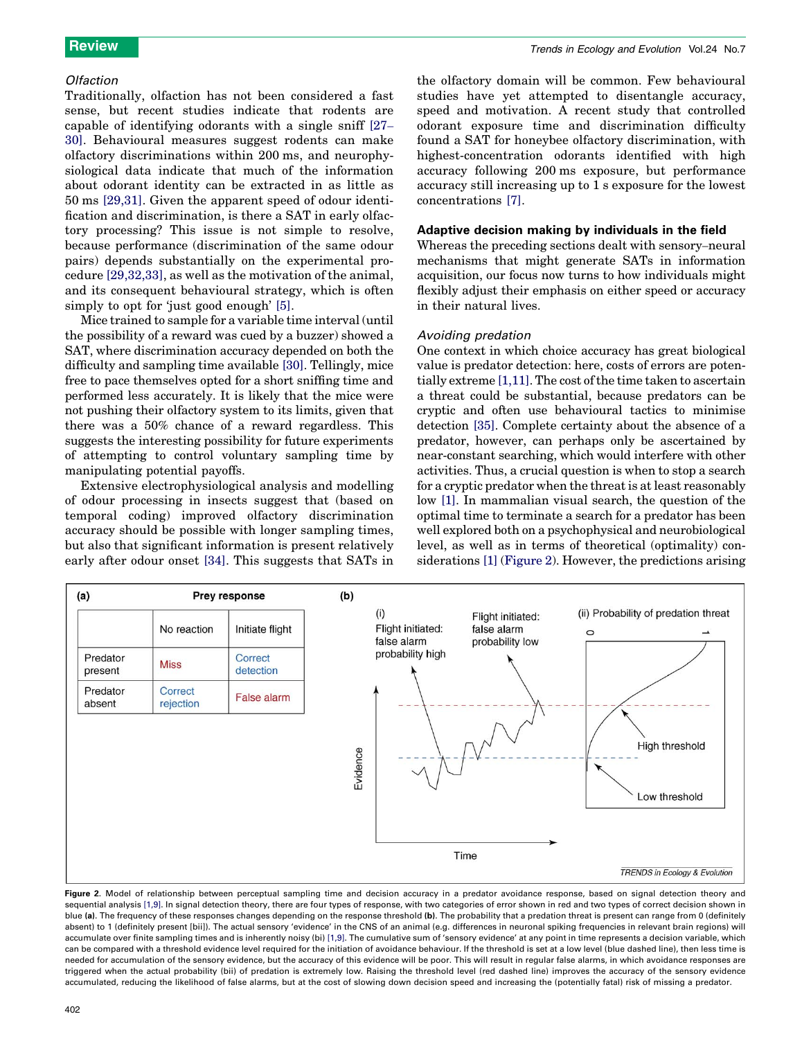### Olfaction

Traditionally, olfaction has not been considered a fast sense, but recent studies indicate that rodents are capable of identifying odorants with a single sniff [27–30]. Behavioural measures suggest rodents can make olfactory discriminations within 200 ms, and neurophysiological data indicate that much of the information about odorant identity can be extracted in as little as 50 ms [29,31]. Given the apparent speed of odour identification and discrimination, is there a SAT in early olfactory processing? This issue is not simple to resolve, because performance (discrimination of the same odour pairs) depends substantially on the experimental procedure [29,32,33], as well as the motivation of the animal, and its consequent behavioural strategy, which is often simply to opt for 'just good enough' [5].

Mice trained to sample for a variable time interval (until the possibility of a reward was cued by a buzzer) showed a SAT, where discrimination accuracy depended on both the difficulty and sampling time available [30]. Tellingly, mice free to pace themselves opted for a short sniffing time and performed less accurately. It is likely that the mice were not pushing their olfactory system to its limits, given that there was a 50% chance of a reward regardless. This suggests the interesting possibility for future experiments of attempting to control voluntary sampling time by manipulating potential payoffs.

Extensive electrophysiological analysis and modelling of odour processing in insects suggest that (based on temporal coding) improved olfactory discrimination accuracy should be possible with longer sampling times, but also that significant information is present relatively early after odour onset [34]. This suggests that SATs in the olfactory domain will be common. Few behavioural studies have yet attempted to disentangle accuracy, speed and motivation. A recent study that controlled odorant exposure time and discrimination difficulty found a SAT for honeybee olfactory discrimination, with highest-concentration odorants identified with high accuracy following 200 ms exposure, but performance accuracy still increasing up to 1 s exposure for the lowest concentrations [7].

## Adaptive decision making by individuals in the field

Whereas the preceding sections dealt with sensory–neural mechanisms that might generate SATs in information acquisition, our focus now turns to how individuals might flexibly adjust their emphasis on either speed or accuracy in their natural lives.

### Avoiding predation

One context in which choice accuracy has great biological value is predator detection: here, costs of errors are potentially extreme [1,11]. The cost of the time taken to ascertain a threat could be substantial, because predators can be cryptic and often use behavioural tactics to minimise detection [35]. Complete certainty about the absence of a predator, however, can perhaps only be ascertained by near-constant searching, which would interfere with other activities. Thus, a crucial question is when to stop a search for a cryptic predator when the threat is at least reasonably low [1]. In mammalian visual search, the question of the optimal time to terminate a search for a predator has been well explored both on a psychophysical and neurobiological level, as well as in terms of theoretical (optimality) considerations [1] (Figure 2). However, the predictions arising

**(a)**

| | Prey response | |
|---|---|---|
| | No reaction | Initiate flight |
| Predator present | Miss | Correct detection |
| Predator absent | Correct rejection | False alarm |

Figure 2. Model of relationship between perceptual sampling time and decision accuracy in a predator avoidance response, based on signal detection theory and sequential analysis [1,9]. In signal detection theory, there are four types of response, with two categories of error shown in red and two types of correct decision shown in blue **(a)**. The frequency of these responses changes depending on the response threshold **(b)**. The probability that a predation threat is present can range from 0 (definitely absent) to 1 (definitely present [bii]). The actual sensory 'evidence' in the CNS of an animal (e.g. differences in neuronal spiking frequencies in relevant brain regions) will accumulate over finite sampling times and is inherently noisy (bi) [1,9]. The cumulative sum of 'sensory evidence' at any point in time represents a decision variable, which can be compared with a threshold evidence level required for the initiation of avoidance behaviour. If the threshold is set at a low level (blue dashed line), then less time is needed for accumulation of the sensory evidence, but the accuracy of this evidence will be poor. This will result in regular false alarms, in which avoidance responses are triggered when the actual probability (bii) of predation is extremely low. Raising the threshold level (red dashed line) improves the accuracy of the sensory evidence accumulated, reducing the likelihood of false alarms, but at the cost of slowing down decision speed and increasing the (potentially fatal) risk of missing a predator.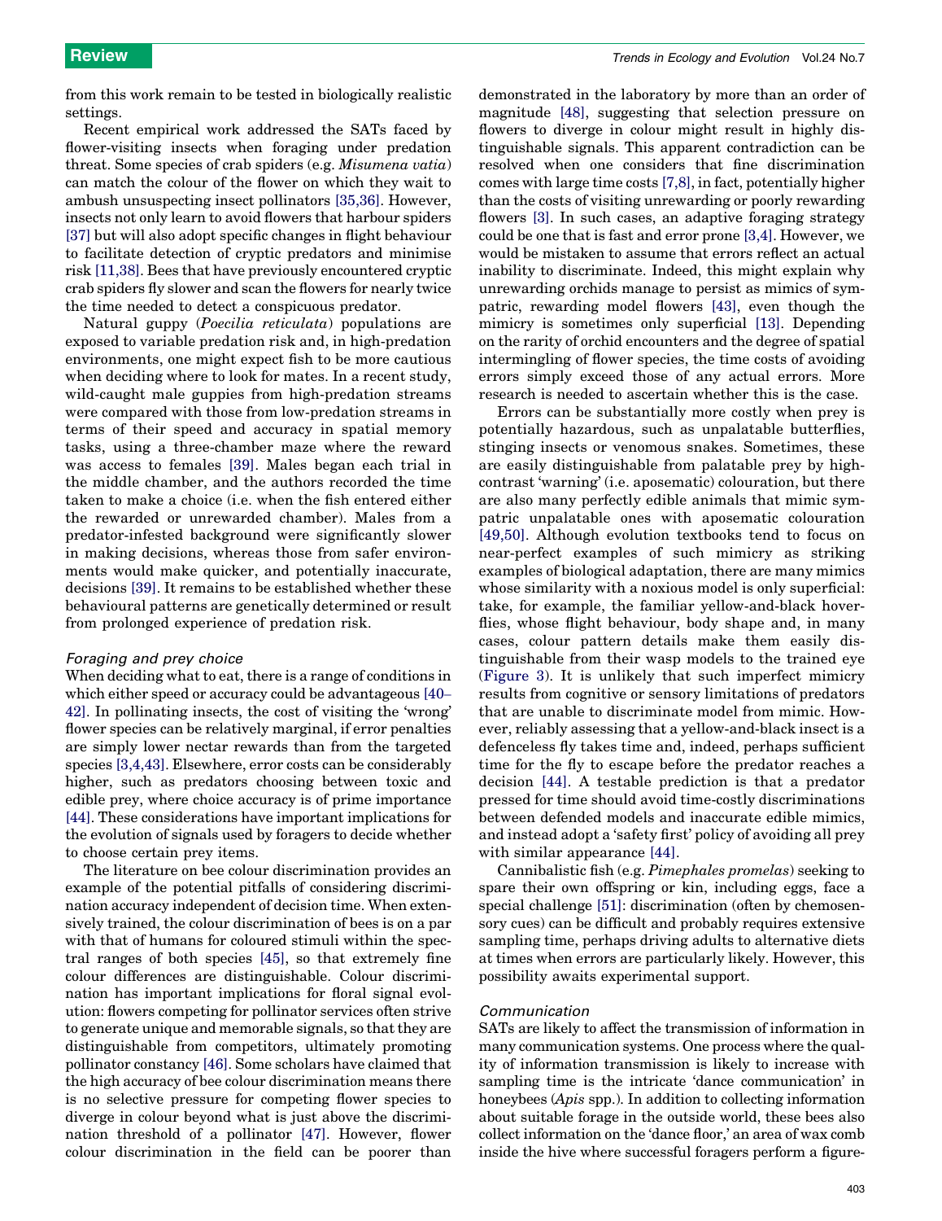from this work remain to be tested in biologically realistic settings.

Recent empirical work addressed the SATs faced by flower-visiting insects when foraging under predation threat. Some species of crab spiders (e.g. *Misumena vatia*) can match the colour of the flower on which they wait to ambush unsuspecting insect pollinators [35,36]. However, insects not only learn to avoid flowers that harbour spiders [37] but will also adopt specific changes in flight behaviour to facilitate detection of cryptic predators and minimise risk [11,38]. Bees that have previously encountered cryptic crab spiders fly slower and scan the flowers for nearly twice the time needed to detect a conspicuous predator.

Natural guppy (*Poecilia reticulata*) populations are exposed to variable predation risk and, in high-predation environments, one might expect fish to be more cautious when deciding where to look for mates. In a recent study, wild-caught male guppies from high-predation streams were compared with those from low-predation streams in terms of their speed and accuracy in spatial memory tasks, using a three-chamber maze where the reward was access to females [39]. Males began each trial in the middle chamber, and the authors recorded the time taken to make a choice (i.e. when the fish entered either the rewarded or unrewarded chamber). Males from a predator-infested background were significantly slower in making decisions, whereas those from safer environments would make quicker, and potentially inaccurate, decisions [39]. It remains to be established whether these behavioural patterns are genetically determined or result from prolonged experience of predation risk.

### *Foraging and prey choice*

When deciding what to eat, there is a range of conditions in which either speed or accuracy could be advantageous [40–42]. In pollinating insects, the cost of visiting the 'wrong' flower species can be relatively marginal, if error penalties are simply lower nectar rewards than from the targeted species [3,4,43]. Elsewhere, error costs can be considerably higher, such as predators choosing between toxic and edible prey, where choice accuracy is of prime importance [44]. These considerations have important implications for the evolution of signals used by foragers to decide whether to choose certain prey items.

The literature on bee colour discrimination provides an example of the potential pitfalls of considering discrimination accuracy independent of decision time. When extensively trained, the colour discrimination of bees is on a par with that of humans for coloured stimuli within the spectral ranges of both species [45], so that extremely fine colour differences are distinguishable. Colour discrimination has important implications for floral signal evolution: flowers competing for pollinator services often strive to generate unique and memorable signals, so that they are distinguishable from competitors, ultimately promoting pollinator constancy [46]. Some scholars have claimed that the high accuracy of bee colour discrimination means there is no selective pressure for competing flower species to diverge in colour beyond what is just above the discrimination threshold of a pollinator [47]. However, flower colour discrimination in the field can be poorer than demonstrated in the laboratory by more than an order of magnitude [48], suggesting that selection pressure on flowers to diverge in colour might result in highly distinguishable signals. This apparent contradiction can be resolved when one considers that fine discrimination comes with large time costs [7,8], in fact, potentially higher than the costs of visiting unrewarding or poorly rewarding flowers [3]. In such cases, an adaptive foraging strategy could be one that is fast and error prone [3,4]. However, we would be mistaken to assume that errors reflect an actual inability to discriminate. Indeed, this might explain why unrewarding orchids manage to persist as mimics of sympatric, rewarding model flowers [43], even though the mimicry is sometimes only superficial [13]. Depending on the rarity of orchid encounters and the degree of spatial intermingling of flower species, the time costs of avoiding errors simply exceed those of any actual errors. More research is needed to ascertain whether this is the case.

Errors can be substantially more costly when prey is potentially hazardous, such as unpalatable butterflies, stinging insects or venomous snakes. Sometimes, these are easily distinguishable from palatable prey by high-contrast 'warning' (i.e. aposematic) colouration, but there are also many perfectly edible animals that mimic sympatric unpalatable ones with aposematic colouration [49,50]. Although evolution textbooks tend to focus on near-perfect examples of such mimicry as striking examples of biological adaptation, there are many mimics whose similarity with a noxious model is only superficial: take, for example, the familiar yellow-and-black hoverflies, whose flight behaviour, body shape and, in many cases, colour pattern details make them easily distinguishable from their wasp models to the trained eye (Figure 3). It is unlikely that such imperfect mimicry results from cognitive or sensory limitations of predators that are unable to discriminate model from mimic. However, reliably assessing that a yellow-and-black insect is a defenceless fly takes time and, indeed, perhaps sufficient time for the fly to escape before the predator reaches a decision [44]. A testable prediction is that a predator pressed for time should avoid time-costly discriminations between defended models and inaccurate edible mimics, and instead adopt a 'safety first' policy of avoiding all prey with similar appearance [44].

Cannibalistic fish (e.g. *Pimephales promelas*) seeking to spare their own offspring or kin, including eggs, face a special challenge [51]: discrimination (often by chemosensory cues) can be difficult and probably requires extensive sampling time, perhaps driving adults to alternative diets at times when errors are particularly likely. However, this possibility awaits experimental support.

### *Communication*

SATs are likely to affect the transmission of information in many communication systems. One process where the quality of information transmission is likely to increase with sampling time is the intricate 'dance communication' in honeybees (*Apis* spp.). In addition to collecting information about suitable forage in the outside world, these bees also collect information on the 'dance floor,' an area of wax comb inside the hive where successful foragers perform a figure-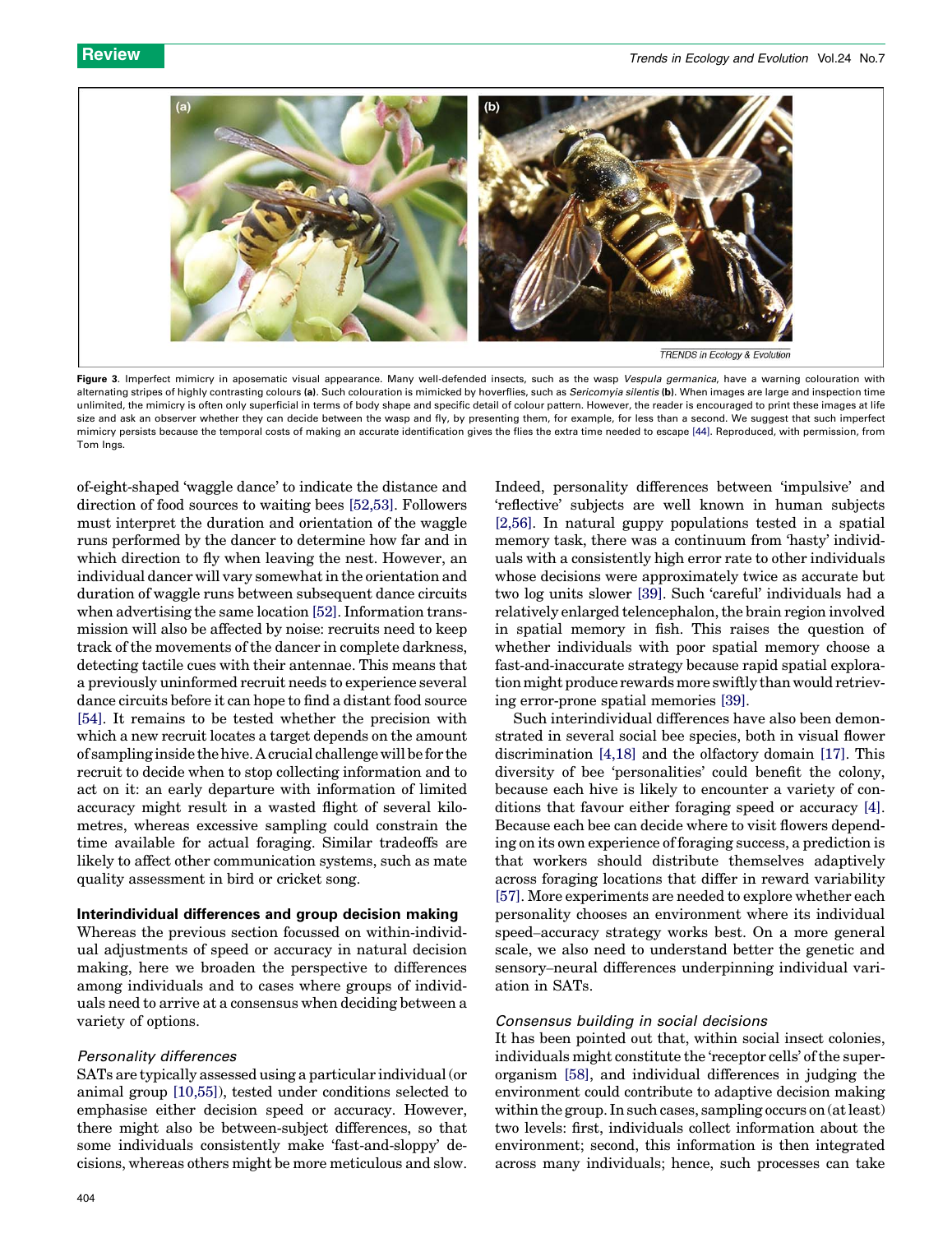Figure 3. Imperfect mimicry in aposematic visual appearance. Many well-defended insects, such as the wasp *Vespula germanica*, have a warning colouration with alternating stripes of highly contrasting colours **(a)**. Such colouration is mimicked by hoverflies, such as *Sericomyia silentis* **(b)**. When images are large and inspection time unlimited, the mimicry is often only superficial in terms of body shape and specific detail of colour pattern. However, the reader is encouraged to print these images at life size and ask an observer whether they can decide between the wasp and fly, by presenting them, for example, for less than a second. We suggest that such imperfect mimicry persists because the temporal costs of making an accurate identification gives the flies the extra time needed to escape [44]. Reproduced, with permission, from Tom Ings.

of-eight-shaped 'waggle dance' to indicate the distance and direction of food sources to waiting bees [52,53]. Followers must interpret the duration and orientation of the waggle runs performed by the dancer to determine how far and in which direction to fly when leaving the nest. However, an individual dancer will vary somewhat in the orientation and duration of waggle runs between subsequent dance circuits when advertising the same location [52]. Information transmission will also be affected by noise: recruits need to keep track of the movements of the dancer in complete darkness, detecting tactile cues with their antennae. This means that a previously uninformed recruit needs to experience several dance circuits before it can hope to find a distant food source [54]. It remains to be tested whether the precision with which a new recruit locates a target depends on the amount of sampling inside the hive. A crucial challenge will be for the recruit to decide when to stop collecting information and to act on it: an early departure with information of limited accuracy might result in a wasted flight of several kilometres, whereas excessive sampling could constrain the time available for actual foraging. Similar tradeoffs are likely to affect other communication systems, such as mate quality assessment in bird or cricket song.

## Interindividual differences and group decision making

Whereas the previous section focussed on within-individual adjustments of speed or accuracy in natural decision making, here we broaden the perspective to differences among individuals and to cases where groups of individuals need to arrive at a consensus when deciding between a variety of options.

### *Personality differences*

SATs are typically assessed using a particular individual (or animal group [10,55]), tested under conditions selected to emphasise either decision speed or accuracy. However, there might also be between-subject differences, so that some individuals consistently make 'fast-and-sloppy' decisions, whereas others might be more meticulous and slow. Indeed, personality differences between 'impulsive' and 'reflective' subjects are well known in human subjects [2,56]. In natural guppy populations tested in a spatial memory task, there was a continuum from 'hasty' individuals with a consistently high error rate to other individuals whose decisions were approximately twice as accurate but two log units slower [39]. Such 'careful' individuals had a relatively enlarged telencephalon, the brain region involved in spatial memory in fish. This raises the question of whether individuals with poor spatial memory choose a fast-and-inaccurate strategy because rapid spatial exploration might produce rewards more swiftly than would retrieving error-prone spatial memories [39].

Such interindividual differences have also been demonstrated in several social bee species, both in visual flower discrimination [4,18] and the olfactory domain [17]. This diversity of bee 'personalities' could benefit the colony, because each hive is likely to encounter a variety of conditions that favour either foraging speed or accuracy [4]. Because each bee can decide where to visit flowers depending on its own experience of foraging success, a prediction is that workers should distribute themselves adaptively across foraging locations that differ in reward variability [57]. More experiments are needed to explore whether each personality chooses an environment where its individual speed–accuracy strategy works best. On a more general scale, we also need to understand better the genetic and sensory–neural differences underpinning individual variation in SATs.

### *Consensus building in social decisions*

It has been pointed out that, within social insect colonies, individuals might constitute the 'receptor cells' of the superorganism [58], and individual differences in judging the environment could contribute to adaptive decision making within the group. In such cases, sampling occurs on (at least) two levels: first, individuals collect information about the environment; second, this information is then integrated across many individuals; hence, such processes can take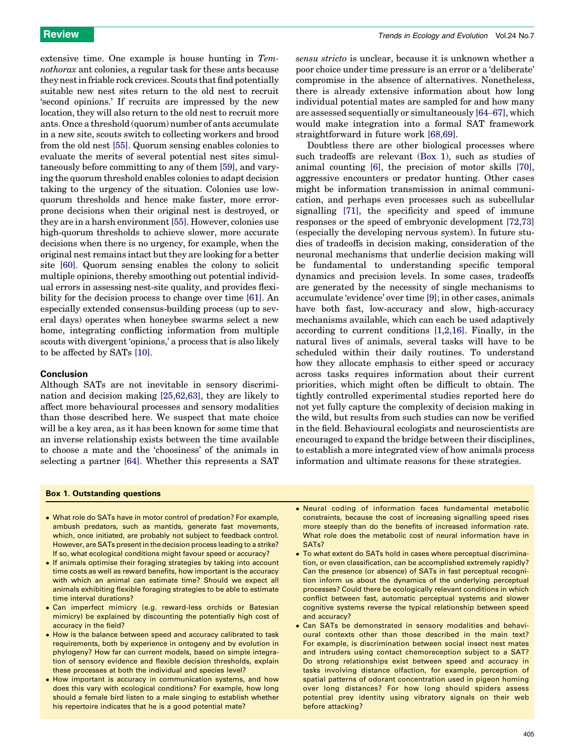extensive time. One example is house hunting in *Temnothorax* ant colonies, a regular task for these ants because they nest in friable rock crevices. Scouts that find potentially suitable new nest sites return to the old nest to recruit 'second opinions.' If recruits are impressed by the new location, they will also return to the old nest to recruit more ants. Once a threshold (quorum) number of ants accumulate in a new site, scouts switch to collecting workers and brood from the old nest [55]. Quorum sensing enables colonies to evaluate the merits of several potential nest sites simultaneously before committing to any of them [59], and varying the quorum threshold enables colonies to adapt decision taking to the urgency of the situation. Colonies use low-quorum thresholds and hence make faster, more error-prone decisions when their original nest is destroyed, or they are in a harsh environment [55]. However, colonies use high-quorum thresholds to achieve slower, more accurate decisions when there is no urgency, for example, when the original nest remains intact but they are looking for a better site [60]. Quorum sensing enables the colony to solicit multiple opinions, thereby smoothing out potential individual errors in assessing nest-site quality, and provides flexibility for the decision process to change over time [61]. An especially extended consensus-building process (up to several days) operates when honeybee swarms select a new home, integrating conflicting information from multiple scouts with divergent 'opinions,' a process that is also likely to be affected by SATs [10].

## Conclusion

Although SATs are not inevitable in sensory discrimination and decision making [25,62,63], they are likely to affect more behavioural processes and sensory modalities than those described here. We suspect that mate choice will be a key area, as it has been known for some time that an inverse relationship exists between the time available to choose a mate and the 'choosiness' of the animals in selecting a partner [64]. Whether this represents a SAT *sensu stricto* is unclear, because it is unknown whether a poor choice under time pressure is an error or a 'deliberate' compromise in the absence of alternatives. Nonetheless, there is already extensive information about how long individual potential mates are sampled for and how many are assessed sequentially or simultaneously [64–67], which would make integration into a formal SAT framework straightforward in future work [68,69].

Doubtless there are other biological processes where such tradeoffs are relevant (Box 1), such as studies of animal counting [6], the precision of motor skills [70], aggressive encounters or predator hunting. Other cases might be information transmission in animal communication, and perhaps even processes such as subcellular signalling [71], the specificity and speed of immune responses or the speed of embryonic development [72,73] (especially the developing nervous system). In future studies of tradeoffs in decision making, consideration of the neuronal mechanisms that underlie decision making will be fundamental to understanding specific temporal dynamics and precision levels. In some cases, tradeoffs are generated by the necessity of single mechanisms to accumulate 'evidence' over time [9]; in other cases, animals have both fast, low-accuracy and slow, high-accuracy mechanisms available, which can each be used adaptively according to current conditions [1,2,16]. Finally, in the natural lives of animals, several tasks will have to be scheduled within their daily routines. To understand how they allocate emphasis to either speed or accuracy across tasks requires information about their current priorities, which might often be difficult to obtain. The tightly controlled experimental studies reported here do not yet fully capture the complexity of decision making in the wild, but results from such studies can now be verified in the field. Behavioural ecologists and neuroscientists are encouraged to expand the bridge between their disciplines, to establish a more integrated view of how animals process information and ultimate reasons for these strategies.

**Box 1. Outstanding questions**

- What role do SATs have in motor control of predation? For example, ambush predators, such as mantids, generate fast movements, which, once initiated, are probably not subject to feedback control. However, are SATs present in the decision process leading to a strike? If so, what ecological conditions might favour speed or accuracy?
- If animals optimise their foraging strategies by taking into account time costs as well as reward benefits, how important is the accuracy with which an animal can estimate time? Should we expect all animals exhibiting flexible foraging strategies to be able to estimate time interval durations?
- Can imperfect mimicry (e.g. reward-less orchids or Batesian mimicry) be explained by discounting the potentially high cost of accuracy in the field?
- How is the balance between speed and accuracy calibrated to task requirements, both by experience in ontogeny and by evolution in phylogeny? How far can current models, based on simple integration of sensory evidence and flexible decision thresholds, explain these processes at both the individual and species level?
- How important is accuracy in communication systems, and how does this vary with ecological conditions? For example, how long should a female bird listen to a male singing to establish whether his repertoire indicates that he is a good potential mate?
- Neural coding of information faces fundamental metabolic constraints, because the cost of increasing signalling speed rises more steeply than do the benefits of increased information rate. What role does the metabolic cost of neural information have in SATs?
- To what extent do SATs hold in cases where perceptual discrimination, or even classification, can be accomplished extremely rapidly? Can the presence (or absence) of SATs in fast perceptual recognition inform us about the dynamics of the underlying perceptual processes? Could there be ecologically relevant conditions in which conflict between fast, automatic perceptual systems and slower cognitive systems reverse the typical relationship between speed and accuracy?
- Can SATs be demonstrated in sensory modalities and behavioural contexts other than those described in the main text? For example, is discrimination between social insect nest mates and intruders using contact chemoreception subject to a SAT? Do strong relationships exist between speed and accuracy in tasks involving distance olfaction, for example, perception of spatial patterns of odorant concentration used in pigeon homing over long distances? For how long should spiders assess potential prey identity using vibratory signals on their web before attacking?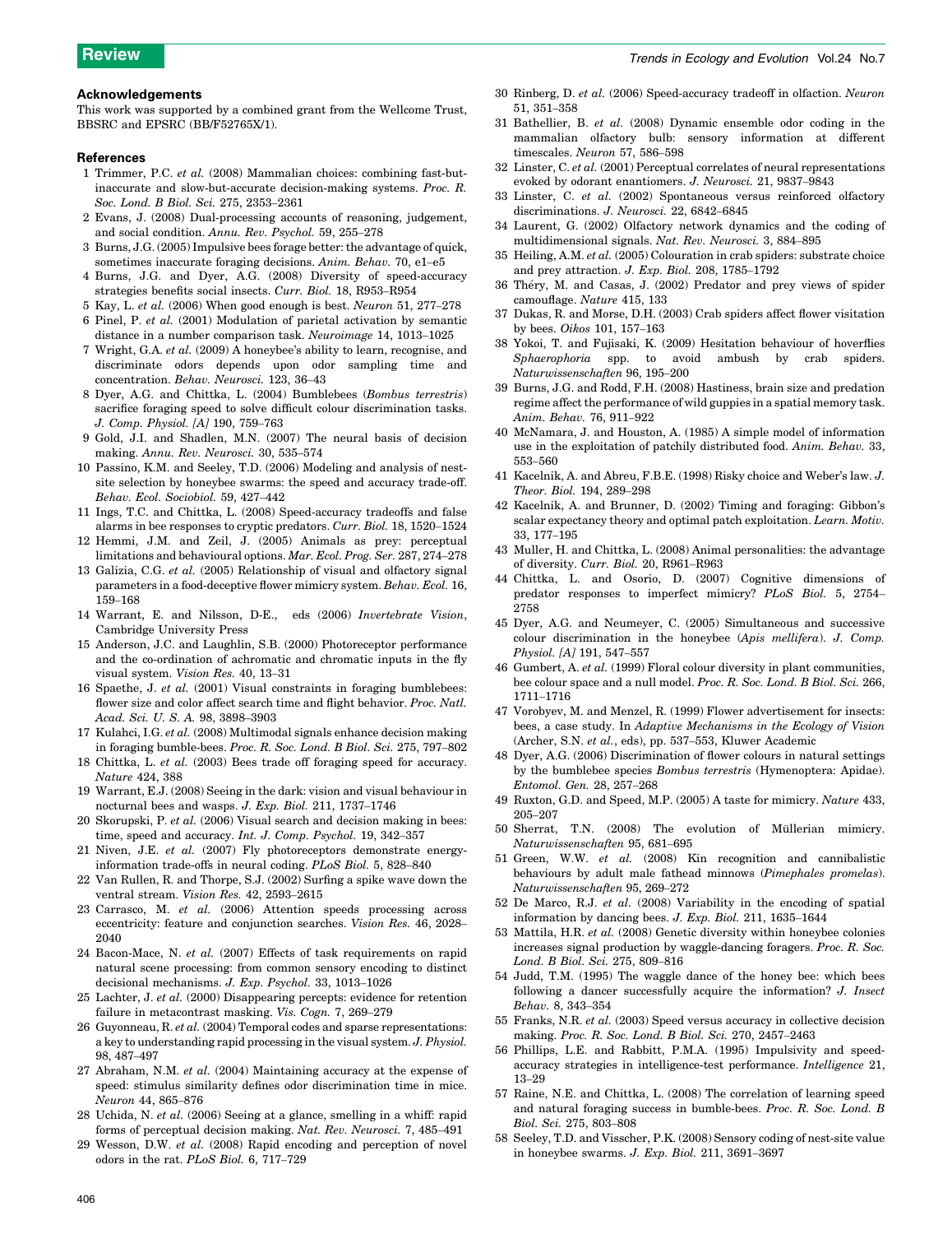## Acknowledgements

This work was supported by a combined grant from the Wellcome Trust, BBSRC and EPSRC (BB/F52765X/1).

## References

1 Trimmer, P.C. *et al.* (2008) Mammalian choices: combining fast-but-inaccurate and slow-but-accurate decision-making systems. *Proc. R. Soc. Lond. B Biol. Sci.* 275, 2353–2361

2 Evans, J. (2008) Dual-processing accounts of reasoning, judgement, and social condition. *Annu. Rev. Psychol.* 59, 255–278

3 Burns, J.G. (2005) Impulsive bees forage better: the advantage of quick, sometimes inaccurate foraging decisions. *Anim. Behav.* 70, e1–e5

4 Burns, J.G. and Dyer, A.G. (2008) Diversity of speed-accuracy strategies benefits social insects. *Curr. Biol.* 18, R953–R954

5 Kay, L. *et al.* (2006) When good enough is best. *Neuron* 51, 277–278

6 Pinel, P. *et al.* (2001) Modulation of parietal activation by semantic distance in a number comparison task. *Neuroimage* 14, 1013–1025

7 Wright, G.A. *et al.* (2009) A honeybee's ability to learn, recognise, and discriminate odors depends upon odor sampling time and concentration. *Behav. Neurosci.* 123, 36–43

8 Dyer, A.G. and Chittka, L. (2004) Bumblebees (*Bombus terrestris*) sacrifice foraging speed to solve difficult colour discrimination tasks. *J. Comp. Physiol. [A]* 190, 759–763

9 Gold, J.I. and Shadlen, M.N. (2007) The neural basis of decision making. *Annu. Rev. Neurosci.* 30, 535–574

10 Passino, K.M. and Seeley, T.D. (2006) Modeling and analysis of nest-site selection by honeybee swarms: the speed and accuracy trade-off. *Behav. Ecol. Sociobiol.* 59, 427–442

11 Ings, T.C. and Chittka, L. (2008) Speed-accuracy tradeoffs and false alarms in bee responses to cryptic predators. *Curr. Biol.* 18, 1520–1524

12 Hemmi, J.M. and Zeil, J. (2005) Animals as prey: perceptual limitations and behavioural options. *Mar. Ecol. Prog. Ser.* 287, 274–278

13 Galizia, C.G. *et al.* (2005) Relationship of visual and olfactory signal parameters in a food-deceptive flower mimicry system. *Behav. Ecol.* 16, 159–168

14 Warrant, E. and Nilsson, D-E., eds (2006) *Invertebrate Vision*, Cambridge University Press

15 Anderson, J.C. and Laughlin, S.B. (2000) Photoreceptor performance and the co-ordination of achromatic and chromatic inputs in the fly visual system. *Vision Res.* 40, 13–31

16 Spaethe, J. *et al.* (2001) Visual constraints in foraging bumblebees: flower size and color affect search time and flight behavior. *Proc. Natl. Acad. Sci. U. S. A.* 98, 3898–3903

17 Kulahci, I.G. *et al.* (2008) Multimodal signals enhance decision making in foraging bumble-bees. *Proc. R. Soc. Lond. B Biol. Sci.* 275, 797–802

18 Chittka, L. *et al.* (2003) Bees trade off foraging speed for accuracy. *Nature* 424, 388

19 Warrant, E.J. (2008) Seeing in the dark: vision and visual behaviour in nocturnal bees and wasps. *J. Exp. Biol.* 211, 1737–1746

20 Skorupski, P. *et al.* (2006) Visual search and decision making in bees: time, speed and accuracy. *Int. J. Comp. Psychol.* 19, 342–357

21 Niven, J.E. *et al.* (2007) Fly photoreceptors demonstrate energy-information trade-offs in neural coding. *PLoS Biol.* 5, 828–840

22 Van Rullen, R. and Thorpe, S.J. (2002) Surfing a spike wave down the ventral stream. *Vision Res.* 42, 2593–2615

23 Carrasco, M. *et al.* (2006) Attention speeds processing across eccentricity: feature and conjunction searches. *Vision Res.* 46, 2028–2040

24 Bacon-Mace, N. *et al.* (2007) Effects of task requirements on rapid natural scene processing: from common sensory encoding to distinct decisional mechanisms. *J. Exp. Psychol.* 33, 1013–1026

25 Lachter, J. *et al.* (2000) Disappearing percepts: evidence for retention failure in metacontrast masking. *Vis. Cogn.* 7, 269–279

26 Guyonneau, R. *et al.* (2004) Temporal codes and sparse representations: a key to understanding rapid processing in the visual system. *J. Physiol.* 98, 487–497

27 Abraham, N.M. *et al.* (2004) Maintaining accuracy at the expense of speed: stimulus similarity defines odor discrimination time in mice. *Neuron* 44, 865–876

28 Uchida, N. *et al.* (2006) Seeing at a glance, smelling in a whiff: rapid forms of perceptual decision making. *Nat. Rev. Neurosci.* 7, 485–491

29 Wesson, D.W. *et al.* (2008) Rapid encoding and perception of novel odors in the rat. *PLoS Biol.* 6, 717–729

30 Rinberg, D. *et al.* (2006) Speed-accuracy tradeoff in olfaction. *Neuron* 51, 351–358

31 Bathellier, B. *et al.* (2008) Dynamic ensemble odor coding in the mammalian olfactory bulb: sensory information at different timescales. *Neuron* 57, 586–598

32 Linster, C. *et al.* (2001) Perceptual correlates of neural representations evoked by odorant enantiomers. *J. Neurosci.* 21, 9837–9843

33 Linster, C. *et al.* (2002) Spontaneous versus reinforced olfactory discriminations. *J. Neurosci.* 22, 6842–6845

34 Laurent, G. (2002) Olfactory network dynamics and the coding of multidimensional signals. *Nat. Rev. Neurosci.* 3, 884–895

35 Heiling, A.M. *et al.* (2005) Colouration in crab spiders: substrate choice and prey attraction. *J. Exp. Biol.* 208, 1785–1792

36 Théry, M. and Casas, J. (2002) Predator and prey views of spider camouflage. *Nature* 415, 133

37 Dukas, R. and Morse, D.H. (2003) Crab spiders affect flower visitation by bees. *Oikos* 101, 157–163

38 Yokoi, T. and Fujisaki, K. (2009) Hesitation behaviour of hoverflies *Sphaerophoria* spp. to avoid ambush by crab spiders. *Naturwissenschaften* 96, 195–200

39 Burns, J.G. and Rodd, F.H. (2008) Hastiness, brain size and predation regime affect the performance of wild guppies in a spatial memory task. *Anim. Behav.* 76, 911–922

40 McNamara, J. and Houston, A. (1985) A simple model of information use in the exploitation of patchily distributed food. *Anim. Behav.* 33, 553–560

41 Kacelnik, A. and Abreu, F.B.E. (1998) Risky choice and Weber's law. *J. Theor. Biol.* 194, 289–298

42 Kacelnik, A. and Brunner, D. (2002) Timing and foraging: Gibbon's scalar expectancy theory and optimal patch exploitation. *Learn. Motiv.* 33, 177–195

43 Muller, H. and Chittka, L. (2008) Animal personalities: the advantage of diversity. *Curr. Biol.* 20, R961–R963

44 Chittka, L. and Osorio, D. (2007) Cognitive dimensions of predator responses to imperfect mimicry? *PLoS Biol.* 5, 2754–2758

45 Dyer, A.G. and Neumeyer, C. (2005) Simultaneous and successive colour discrimination in the honeybee (*Apis mellifera*). *J. Comp. Physiol. [A]* 191, 547–557

46 Gumbert, A. *et al.* (1999) Floral colour diversity in plant communities, bee colour space and a null model. *Proc. R. Soc. Lond. B Biol. Sci.* 266, 1711–1716

47 Vorobyev, M. and Menzel, R. (1999) Flower advertisement for insects: bees, a case study. In *Adaptive Mechanisms in the Ecology of Vision* (Archer, S.N. *et al.*, eds), pp. 537–553, Kluwer Academic

48 Dyer, A.G. (2006) Discrimination of flower colours in natural settings by the bumblebee species *Bombus terrestris* (Hymenoptera: Apidae). *Entomol. Gen.* 28, 257–268

49 Ruxton, G.D. and Speed, M.P. (2005) A taste for mimicry. *Nature* 433, 205–207

50 Sherrat, T.N. (2008) The evolution of Müllerian mimicry. *Naturwissenschaften* 95, 681–695

51 Green, W.W. *et al.* (2008) Kin recognition and cannibalistic behaviours by adult male fathead minnows (*Pimephales promelas*). *Naturwissenschaften* 95, 269–272

52 De Marco, R.J. *et al.* (2008) Variability in the encoding of spatial information by dancing bees. *J. Exp. Biol.* 211, 1635–1644

53 Mattila, H.R. *et al.* (2008) Genetic diversity within honeybee colonies increases signal production by waggle-dancing foragers. *Proc. R. Soc. Lond. B Biol. Sci.* 275, 809–816

54 Judd, T.M. (1995) The waggle dance of the honey bee: which bees following a dancer successfully acquire the information? *J. Insect Behav.* 8, 343–354

55 Franks, N.R. *et al.* (2003) Speed versus accuracy in collective decision making. *Proc. R. Soc. Lond. B Biol. Sci.* 270, 2457–2463

56 Phillips, L.E. and Rabbitt, P.M.A. (1995) Impulsivity and speed-accuracy strategies in intelligence-test performance. *Intelligence* 21, 13–29

57 Raine, N.E. and Chittka, L. (2008) The correlation of learning speed and natural foraging success in bumble-bees. *Proc. R. Soc. Lond. B Biol. Sci.* 275, 803–808

58 Seeley, T.D. and Visscher, P.K. (2008) Sensory coding of nest-site value in honeybee swarms. *J. Exp. Biol.* 211, 3691–3697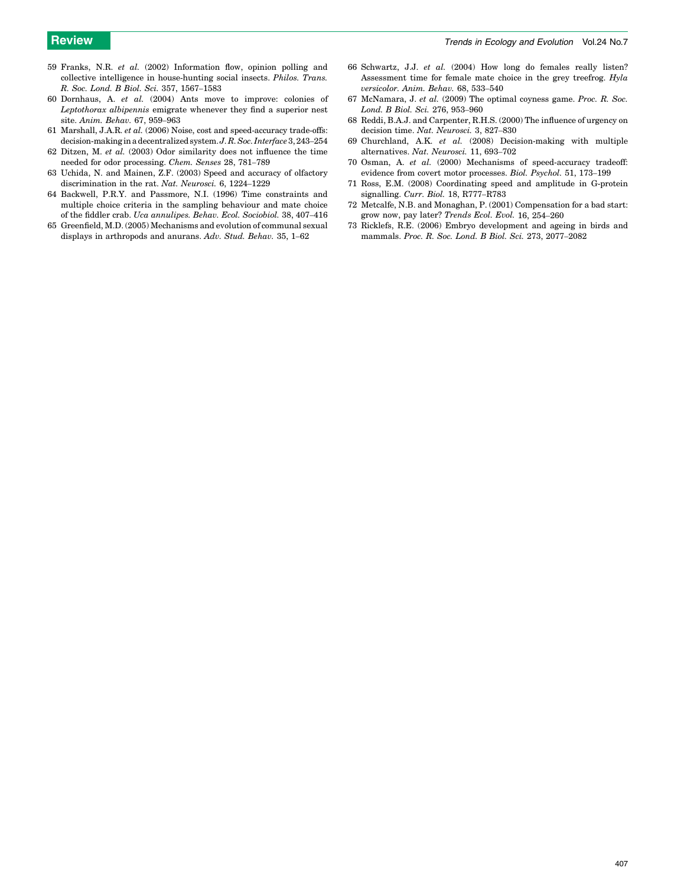59 Franks, N.R. *et al.* (2002) Information flow, opinion polling and collective intelligence in house-hunting social insects. *Philos. Trans. R. Soc. Lond. B Biol. Sci.* 357, 1567–1583

60 Dornhaus, A. *et al.* (2004) Ants move to improve: colonies of *Leptothorax albipennis* emigrate whenever they find a superior nest site. *Anim. Behav.* 67, 959–963

61 Marshall, J.A.R. *et al.* (2006) Noise, cost and speed-accuracy trade-offs: decision-making in a decentralized system. *J. R. Soc. Interface* 3, 243–254

62 Ditzen, M. *et al.* (2003) Odor similarity does not influence the time needed for odor processing. *Chem. Senses* 28, 781–789

63 Uchida, N. and Mainen, Z.F. (2003) Speed and accuracy of olfactory discrimination in the rat. *Nat. Neurosci.* 6, 1224–1229

64 Backwell, P.R.Y. and Passmore, N.I. (1996) Time constraints and multiple choice criteria in the sampling behaviour and mate choice of the fiddler crab. *Uca annulipes. Behav. Ecol. Sociobiol.* 38, 407–416

65 Greenfield, M.D. (2005) Mechanisms and evolution of communal sexual displays in arthropods and anurans. *Adv. Stud. Behav.* 35, 1–62

66 Schwartz, J.J. *et al.* (2004) How long do females really listen? Assessment time for female mate choice in the grey treefrog. *Hyla versicolor. Anim. Behav.* 68, 533–540

67 McNamara, J. *et al.* (2009) The optimal coyness game. *Proc. R. Soc. Lond. B Biol. Sci.* 276, 953–960

68 Reddi, B.A.J. and Carpenter, R.H.S. (2000) The influence of urgency on decision time. *Nat. Neurosci.* 3, 827–830

69 Churchland, A.K. *et al.* (2008) Decision-making with multiple alternatives. *Nat. Neurosci.* 11, 693–702

70 Osman, A. *et al.* (2000) Mechanisms of speed-accuracy tradeoff: evidence from covert motor processes. *Biol. Psychol.* 51, 173–199

71 Ross, E.M. (2008) Coordinating speed and amplitude in G-protein signalling. *Curr. Biol.* 18, R777–R783

72 Metcalfe, N.B. and Monaghan, P. (2001) Compensation for a bad start: grow now, pay later? *Trends Ecol. Evol.* 16, 254–260

73 Ricklefs, R.E. (2006) Embryo development and ageing in birds and mammals. *Proc. R. Soc. Lond. B Biol. Sci.* 273, 2077–2082